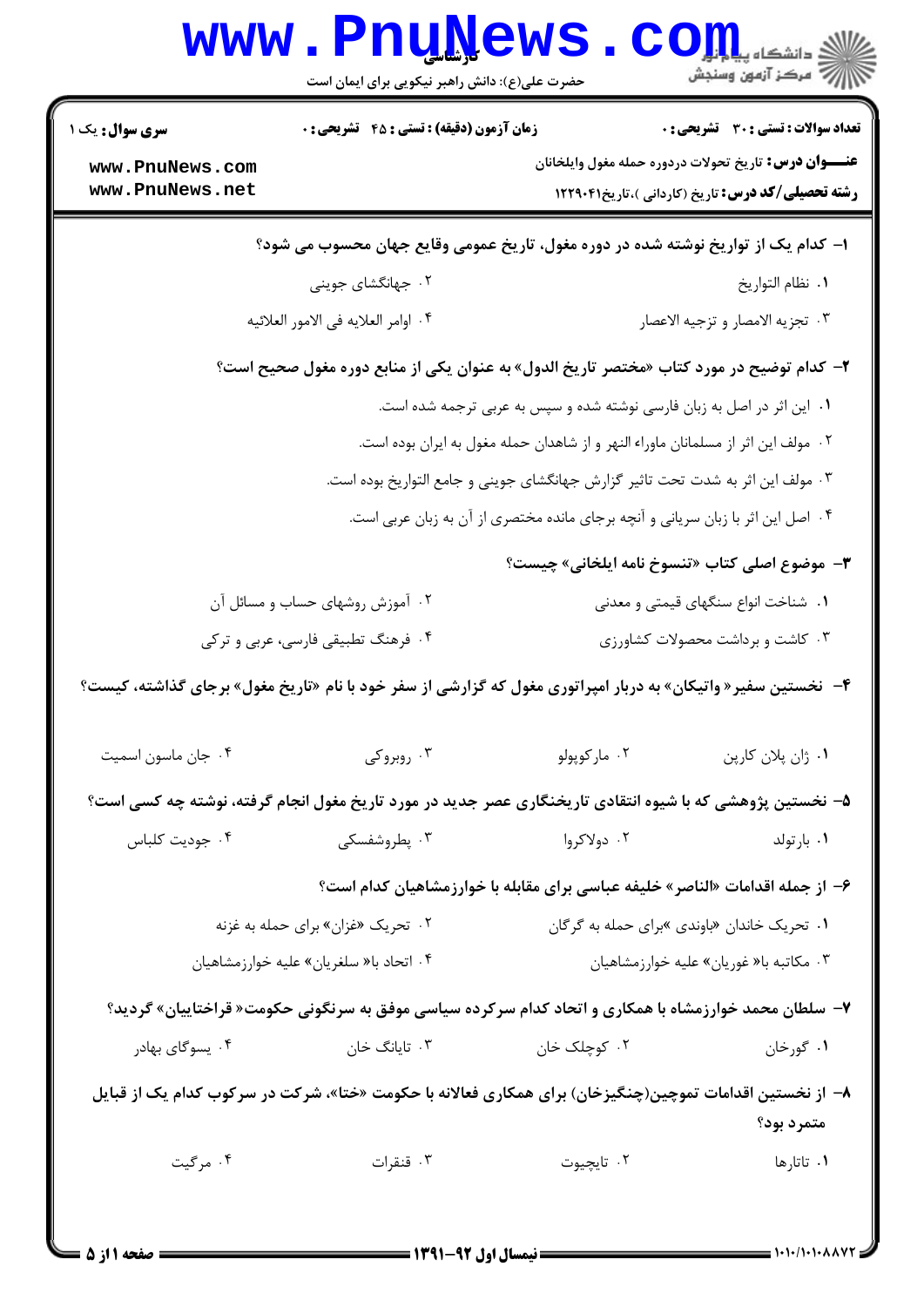**سری سوال:** یک ۱

**زمان آزمون (دقیقه) : تستی : ۴۵ تشریحی : ۰**

**تعداد سوالات : تستی : ۳۰ تشریحی : ۰**

**عنـــوان درس:** تاریخ تحولات دردوره حمله مغول وایلخانان

**رشته تحصیلی/کد درس:** تاریخ (کاردانی )،تاریخ۱۲۲۹۰۴۱

**۱- کدام یک از تواریخ نوشته شده در دوره مغول، تاریخ عمومی وقایع جهان محسوب می شود؟**

۱. نظام التواریخ

۲. جهانگشای جوینی

۳. تجزیه الامصار و تزجیه الاعصار

۴. اوامر العلایه فی الامور العلائیه

**۲- کدام توضیح در مورد کتاب «مختصر تاریخ الدول» به عنوان یکی از منابع دوره مغول صحیح است؟**

۱. این اثر در اصل به زبان فارسی نوشته شده و سپس به عربی ترجمه شده است.

۲. مولف این اثر از مسلمانان ماوراء النهر و از شاهدان حمله مغول به ایران بوده است.

۳. مولف این اثر به شدت تحت تاثیر گزارش جهانگشای جوینی و جامع التواریخ بوده است.

۴. اصل این اثر با زبان سریانی و آنچه برجای مانده مختصری از آن به زبان عربی است.

**۳- موضوع اصلی کتاب «تنسوخ نامه ایلخانی» چیست؟**

۱. شناخت انواع سنگهای قیمتی و معدنی

۲. آموزش روشهای حساب و مسائل آن

۳. کاشت و برداشت محصولات کشاورزی

۴. فرهنگ تطبیقی فارسی، عربی و ترکی

**۴- نخستین سفیر« واتیکان» به دربار امپراتوری مغول که گزارشی از سفر خود با نام «تاریخ مغول» برجای گذاشته، کیست؟**

۱. ژان پلان کارپن

۲. مارکوپولو

۳. روبروکی

۴. جان ماسون اسمیت

**۵- نخستین پژوهشی که با شیوه انتقادی تاریخنگاری عصر جدید در مورد تاریخ مغول انجام گرفته، نوشته چه کسی است؟**

۱. بارتولد

۲. دولاکروا

۳. پطروشفسکی

۴. جودیت کلباس

**۶- از جمله اقدامات «الناصر» خلیفه عباسی برای مقابله با خوارزمشاهیان کدام است؟**

۱. تحریک خاندان «باوندی »برای حمله به گرگان

۲. تحریک «غزان» برای حمله به غزنه

۳. مکاتبه با« غوریان» علیه خوارزمشاهیان

۴. اتحاد با« سلغریان» علیه خوارزمشاهیان

**۷- سلطان محمد خوارزمشاه با همکاری و اتحاد کدام سرکرده سیاسی موفق به سرنگونی حکومت« قراختاییان» گردید؟**

۱. گورخان

۲. کوچلک خان

۳. تایانگ خان

۴. یسوگای بهادر

**۸- از نخستین اقدامات تموچین(چنگیزخان) برای همکاری فعالانه با حکومت «ختا»، شرکت در سرکوب کدام یک از قبایل متمرد بود؟**

۱. تاتارها

۲. تایچیوت

۳. قنقرات

۴. مرگیت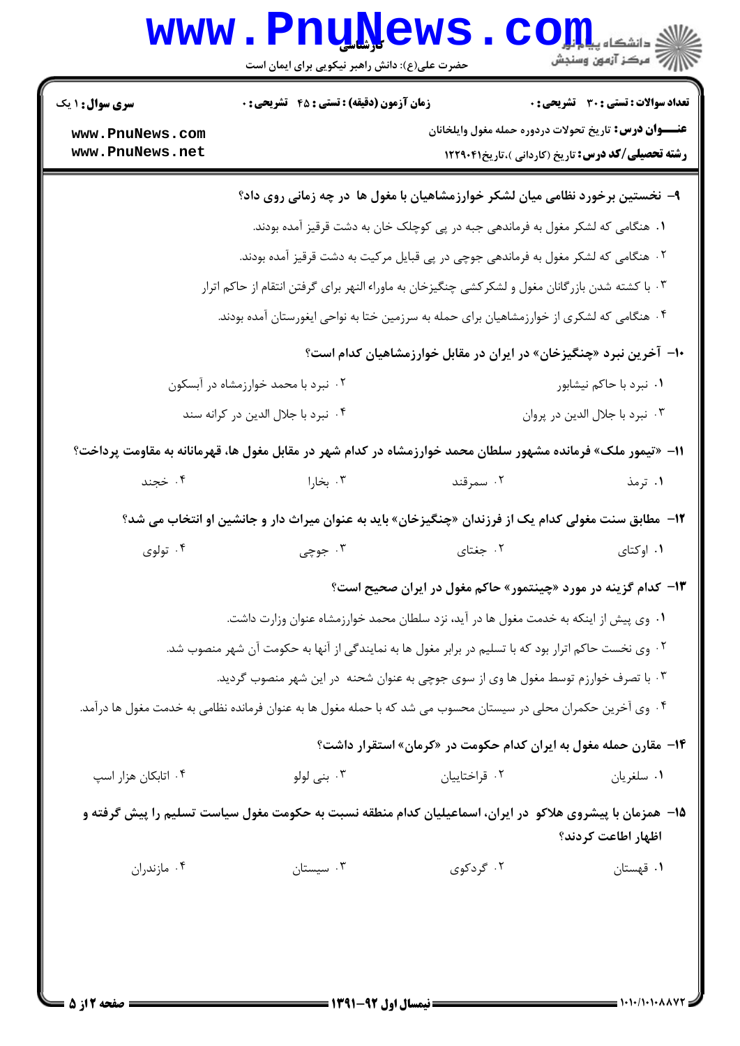**سری سوال:** ۱ یک

**زمان آزمون (دقیقه) : تستی : ۴۵ تشریحی : ۰**

**تعداد سوالات : تستی : ۳۰ تشریحی : ۰**

**عنـــوان درس:** تاریخ تحولات دردوره حمله مغول وایلخانان

**رشته تحصیلی/کد درس:** تاریخ (کاردانی )،تاریخ۱۲۲۹۰۴۱

**۹- نخستین برخورد نظامی میان لشکر خوارزمشاهیان با مغول ها در چه زمانی روی داد؟**

۱. هنگامی که لشکر مغول به فرماندهی جبه در پی کوچلک خان به دشت قرقیز آمده بودند.

۲. هنگامی که لشکر مغول به فرماندهی جوچی در پی قبایل مرکیت به دشت قرقیز آمده بودند.

۳. با کشته شدن بازرگانان مغول و لشکرکشی چنگیزخان به ماوراء النهر برای گرفتن انتقام از حاکم اترار

۴. هنگامی که لشکری از خوارزمشاهیان برای حمله به سرزمین ختا به نواحی ایغورستان آمده بودند.

**۱۰- آخرین نبرد «چنگیزخان» در ایران در مقابل خوارزمشاهیان کدام است؟**

۱. نبرد با حاکم نیشابور

۲. نبرد با محمد خوارزمشاه در آبسکون

۳. نبرد با جلال الدین در پروان

۴. نبرد با جلال الدین در کرانه سند

**۱۱- «تیمور ملک» فرمانده مشهور سلطان محمد خوارزمشاه در کدام شهر در مقابل مغول ها، قهرمانانه به مقاومت پرداخت؟**

۱. ترمذ

۲. سمرقند

۳. بخارا

۴. خجند

**۱۲- مطابق سنت مغولی کدام یک از فرزندان «چنگیزخان» باید به عنوان میراث دار و جانشین او انتخاب می شد؟**

۱. اوکتای

۲. جغتای

۳. جوچی

۴. تولوی

**۱۳- کدام گزینه در مورد «چینتمور» حاکم مغول در ایران صحیح است؟**

۱. وی پیش از اینکه به خدمت مغول ها در آید، نزد سلطان محمد خوارزمشاه عنوان وزارت داشت.

۲. وی نخست حاکم اترار بود که با تسلیم در برابر مغول ها به نمایندگی از آنها به حکومت آن شهر منصوب شد.

۳. با تصرف خوارزم توسط مغول ها وی از سوی جوچی به عنوان شحنه در این شهر منصوب گردید.

۴. وی آخرین حکمران محلی در سیستان محسوب می شد که با حمله مغول ها به عنوان فرمانده نظامی به خدمت مغول ها درآمد.

**۱۴- مقارن حمله مغول به ایران کدام حکومت در «کرمان» استقرار داشت؟**

۱. سلغریان

۲. قراختاییان

۳. بنی لولو

۴. اتابکان هزار اسپ

**۱۵- همزمان با پیشروی هلاکو در ایران، اسماعیلیان کدام منطقه نسبت به حکومت مغول سیاست تسلیم را پیش گرفته و اظهار اطاعت کردند؟**

۱. قهستان

۲. گردکوی

۳. سیستان

۴. مازندران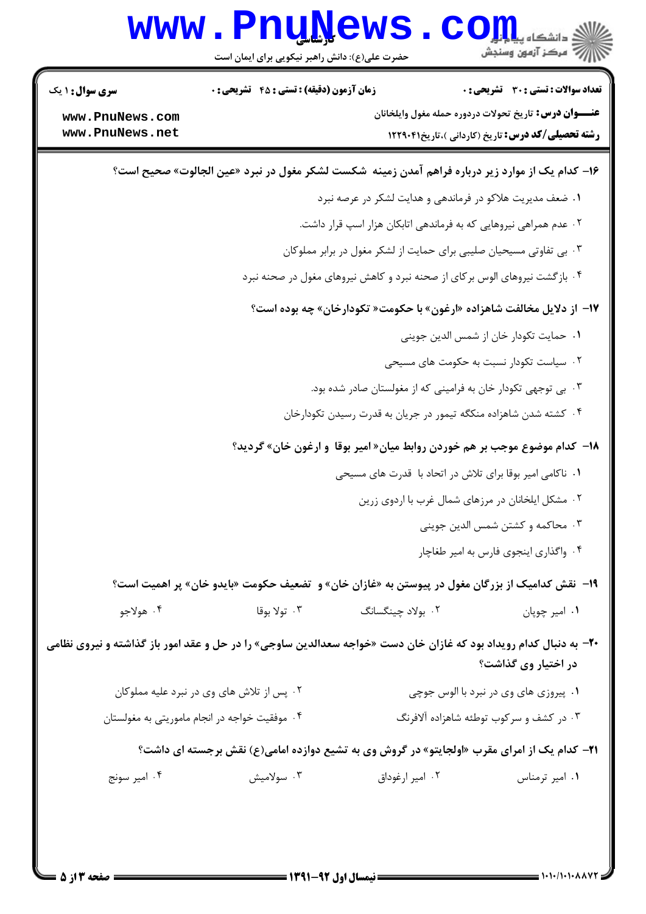**۱۶- کدام یک از موارد زیر درباره فراهم آمدن زمینه شکست لشکر مغول در نبرد «عین الجالوت» صحیح است؟**

۱. ضعف مدیریت هلاکو در فرماندهی و هدایت لشکر در عرصه نبرد

۲. عدم همراهی نیروهایی که به فرماندهی اتابکان هزار اسپ قرار داشت.

۳. بی تفاوتی مسیحیان صلیبی برای حمایت از لشکر مغول در برابر مملوکان

۴. بازگشت نیروهای الوس برکای از صحنه نبرد و کاهش نیروهای مغول در صحنه نبرد

**۱۷- از دلایل مخالفت شاهزاده «ارغون» با حکومت« تکودارخان» چه بوده است؟**

۱. حمایت تکودار خان از شمس الدین جوینی

۲. سیاست تکودار نسبت به حکومت های مسیحی

۳. بی توجهی تکودار خان به فرامینی که از مغولستان صادر شده بود.

۴. کشته شدن شاهزاده منکگه تیمور در جریان به قدرت رسیدن تکودارخان

**۱۸- کدام موضوع موجب بر هم خوردن روابط میان« امیر بوقا و ارغون خان» گردید؟**

۱. ناکامی امیر بوقا برای تلاش در اتحاد با قدرت های مسیحی

۲. مشکل ایلخانان در مرزهای شمال غرب با اردوی زرین

۳. محاکمه و کشتن شمس الدین جوینی

۴. واگذاری اینجوی فارس به امیر طغاچار

**۱۹- نقش کدامیک از بزرگان مغول در پیوستن به «غازان خان» و تضعیف حکومت «بایدو خان» پر اهمیت است؟**

۱. امیر چوپان     ۲. بولاد چینگسانگ     ۳. تولا بوقا     ۴. هولاجو

**۲۰- به دنبال کدام رویداد بود که غازان خان دست «خواجه سعدالدین ساوجی» را در حل و عقد امور باز گذاشته و نیروی نظامی در اختیار وی گذاشت؟**

۱. پیروزی های وی در نبرد با الوس جوچی

۲. پس از تلاش های وی در نبرد علیه مملوکان

۳. در کشف و سرکوب توطئه شاهزاده آلافرنگ

۴. موفقیت خواجه در انجام ماموریتی به مغولستان

**۲۱- کدام یک از امرای مقرب «اولجایتو» در گروش وی به تشیع دوازده امامی(ع) نقش برجسته ای داشت؟**

۱. امیر ترمناس     ۲. امیر ارغوداق     ۳. سولامیش     ۴. امیر سونج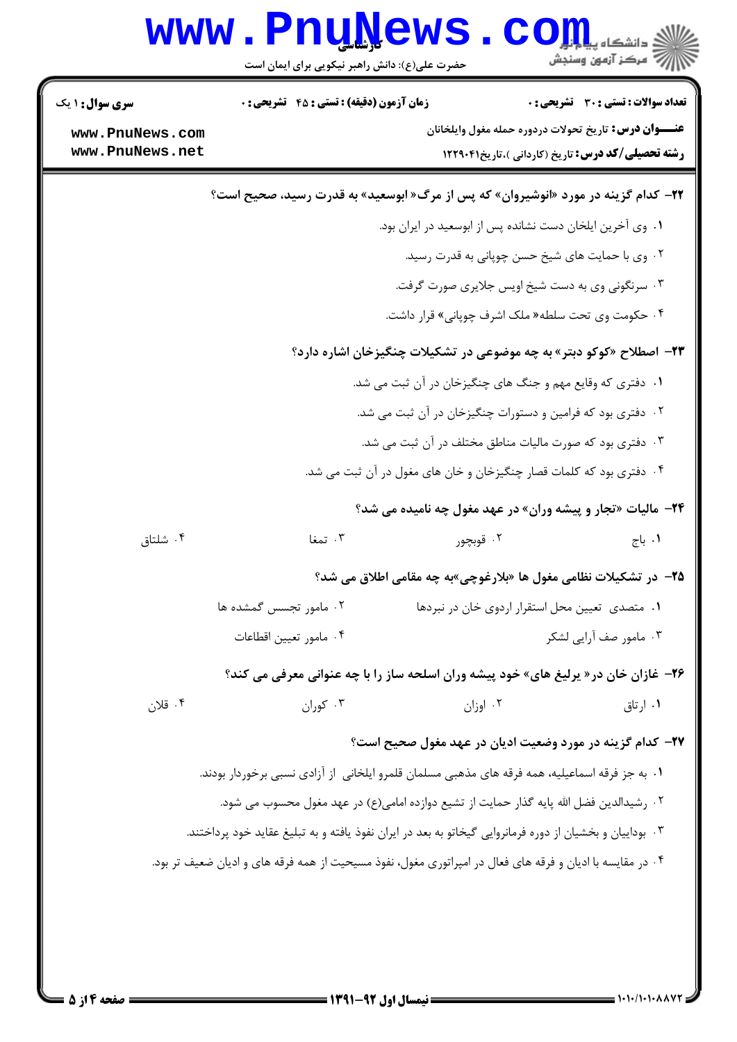**تعداد سوالات : تستی : ۳۰ تشریحی : ۰** | **زمان آزمون (دقیقه) : تستی : ۴۵ تشریحی : ۰** | **سری سوال : ۱ یک**

**عنـــوان درس:** تاریخ تحولات دردوره حمله مغول وایلخانان

**رشته تحصیلی/کد درس:** تاریخ (کاردانی )،تاریخ۱۲۲۹۰۴۱

**۲۲- کدام گزینه در مورد «انوشیروان» که پس از مرگ« ابوسعید» به قدرت رسید، صحیح است؟**

۱. وی آخرین ایلخان دست نشانده پس از ابوسعید در ایران بود.

۲. وی با حمایت های شیخ حسن چوپانی به قدرت رسید.

۳. سرنگونی وی به دست شیخ اویس جلایری صورت گرفت.

۴. حکومت وی تحت سلطه« ملک اشرف چوپانی» قرار داشت.

**۲۳- اصطلاح «کوکو دبتر» به چه موضوعی در تشکیلات چنگیزخان اشاره دارد؟**

۱. دفتری که وقایع مهم و جنگ های چنگیزخان در آن ثبت می شد.

۲. دفتری بود که فرامین و دستورات چنگیزخان در آن ثبت می شد.

۳. دفتری بود که صورت مالیات مناطق مختلف در آن ثبت می شد.

۴. دفتری بود که کلمات قصار چنگیزخان و خان های مغول در آن ثبت می شد.

**۲۴- مالیات «تجار و پیشه وران» در عهد مغول چه نامیده می شد؟**

۱. باج ۲. قوبچور ۳. تمغا ۴. شلتاق

**۲۵- در تشکیلات نظامی مغول ها «بلارغوچی»به چه مقامی اطلاق می شد؟**

۱. متصدی تعیین محل استقرار اردوی خان در نبردها

۲. مامور تجسس گمشده ها

۳. مامور صف آرایی لشکر

۴. مامور تعیین اقطاعات

**۲۶- غازان خان در« یرلیغ های» خود پیشه وران اسلحه ساز را با چه عنوانی معرفی می کند؟**

۱. ارتاق ۲. اوزان ۳. کوران ۴. قلان

**۲۷- کدام گزینه در مورد وضعیت ادیان در عهد مغول صحیح است؟**

۱. به جز فرقه اسماعیلیه، همه فرقه های مذهبی مسلمان قلمرو ایلخانی از آزادی نسبی برخوردار بودند.

۲. رشیدالدین فضل الله پایه گذار حمایت از تشیع دوازده امامی(ع) در عهد مغول محسوب می شود.

۳. بوداییان و بخشیان از دوره فرمانروایی گیخاتو به بعد در ایران نفوذ یافته و به تبلیغ عقاید خود پرداختند.

۴. در مقایسه با ادیان و فرقه های فعال در امپراتوری مغول، نفوذ مسیحیت از همه فرقه های و ادیان ضعیف تر بود.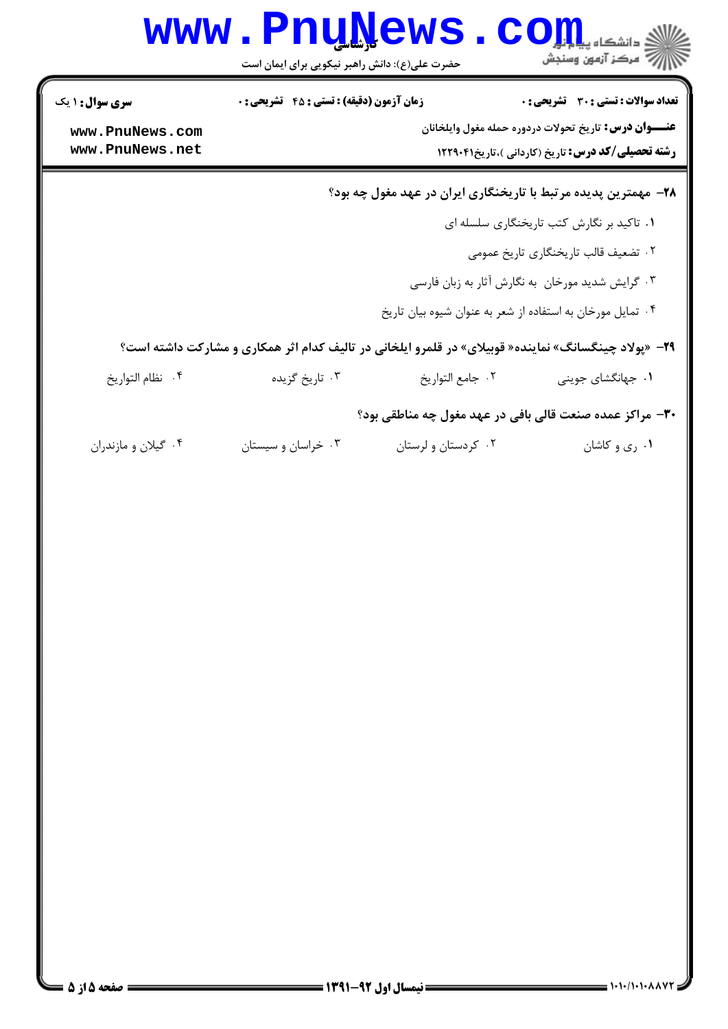**۲۸- مهمترین پدیده مرتبط با تاریخنگاری ایران در عهد مغول چه بود؟**

۱. تاکید بر نگارش کتب تاریخنگاری سلسله ای

۲. تضعیف قالب تاریخنگاری تاریخ عمومی

۳. گرایش شدید مورخان به نگارش آثار به زبان فارسی

۴. تمایل مورخان به استفاده از شعر به عنوان شیوه بیان تاریخ

**۲۹- «پولاد چینگسانگ» نماینده« قوبیلای» در قلمرو ایلخانی در تالیف کدام اثر همکاری و مشارکت داشته است؟**

۱. جهانگشای جوینی
۲. جامع التواریخ
۳. تاریخ گزیده
۴. نظام التواریخ

**۳۰- مراکز عمده صنعت قالی بافی در عهد مغول چه مناطقی بود؟**

۱. ری و کاشان
۲. کردستان و لرستان
۳. خراسان و سیستان
۴. گیلان و مازندران